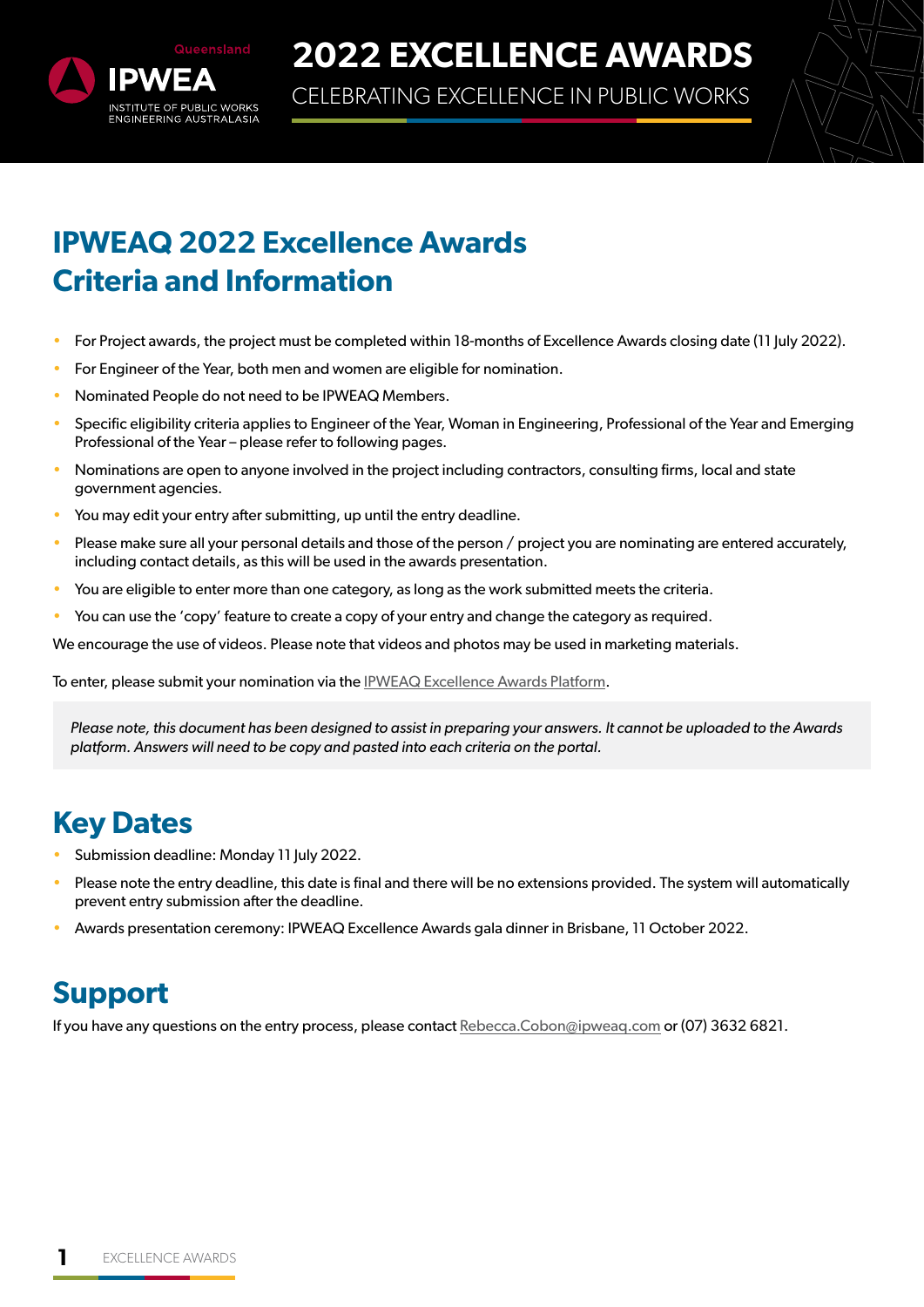# 2022 EXCELLENCE AWARDS

CELEBRATING EXCELLENCE IN PUBLIC WORKS

## IPWEAQ 2022 Excellence Awards Criteria and Information

- For Project awards, the project must be completed within 18-months of Excellence Awards closing date (11 July 2022).
- For Engineer of the Year, both men and women are eligible for nomination.
- Nominated People do not need to be IPWEAQ Members.
- Specific eligibility criteria applies to Engineer of the Year, Woman in Engineering, Professional of the Year and Emerging Professional of the Year – please refer to following pages.
- Nominations are open to anyone involved in the project including contractors, consulting firms, local and state government agencies.
- You may edit your entry after submitting, up until the entry deadline.
- Please make sure all your personal details and those of the person / project you are nominating are entered accurately, including contact details, as this will be used in the awards presentation.
- You are eligible to enter more than one category, as long as the work submitted meets the criteria.
- You can use the 'copy' feature to create a copy of your entry and change the category as required.

We encourage the use of videos. Please note that videos and photos may be used in marketing materials.

To enter, please submit your nomination via the IPWEAQ Excellence Awards Platform.

*Please note, this document has been designed to assist in preparing your answers. It cannot be uploaded to the Awards platform. Answers will need to be copy and pasted into each criteria on the portal.*

## Key Dates

- Submission deadline: Monday 11 July 2022.
- Please note the entry deadline, this date is final and there will be no extensions provided. The system will automatically prevent entry submission after the deadline.
- Awards presentation ceremony: IPWEAQ Excellence Awards gala dinner in Brisbane, 11 October 2022.

## Support

If you have any questions on the entry process, please contact Rebecca.Cobon@ipweaq.com or (07) 3632 6821.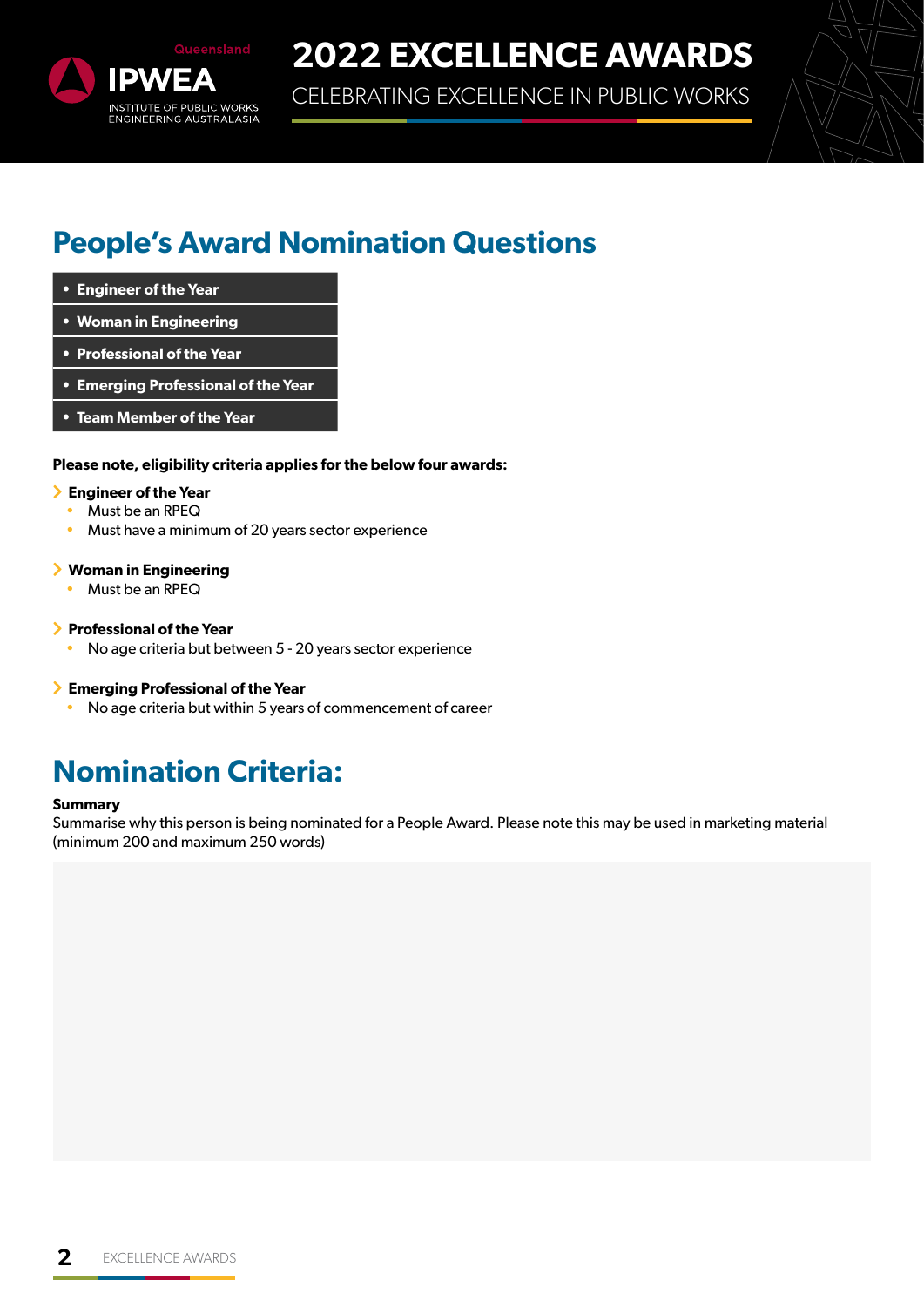# 2022 EXCELLENCE AWARDS

CELEBRATING EXCELLENCE IN PUBLIC WORKS

## People's Award Nomination Questions

- **Engineer of the Year**
- **Woman in Engineering**
- **Professional of the Year**
- **Emerging Professional of the Year**
- **Team Member of the Year**

**Please note, eligibility criteria applies for the below four awards:**

**Engineer of the Year**
- Must be an RPEQ
- Must have a minimum of 20 years sector experience

**Woman in Engineering**
- Must be an RPEQ

**Professional of the Year**
- No age criteria but between 5 - 20 years sector experience

**Emerging Professional of the Year**
- No age criteria but within 5 years of commencement of career

## Nomination Criteria:

**Summary**

Summarise why this person is being nominated for a People Award. Please note this may be used in marketing material (minimum 200 and maximum 250 words)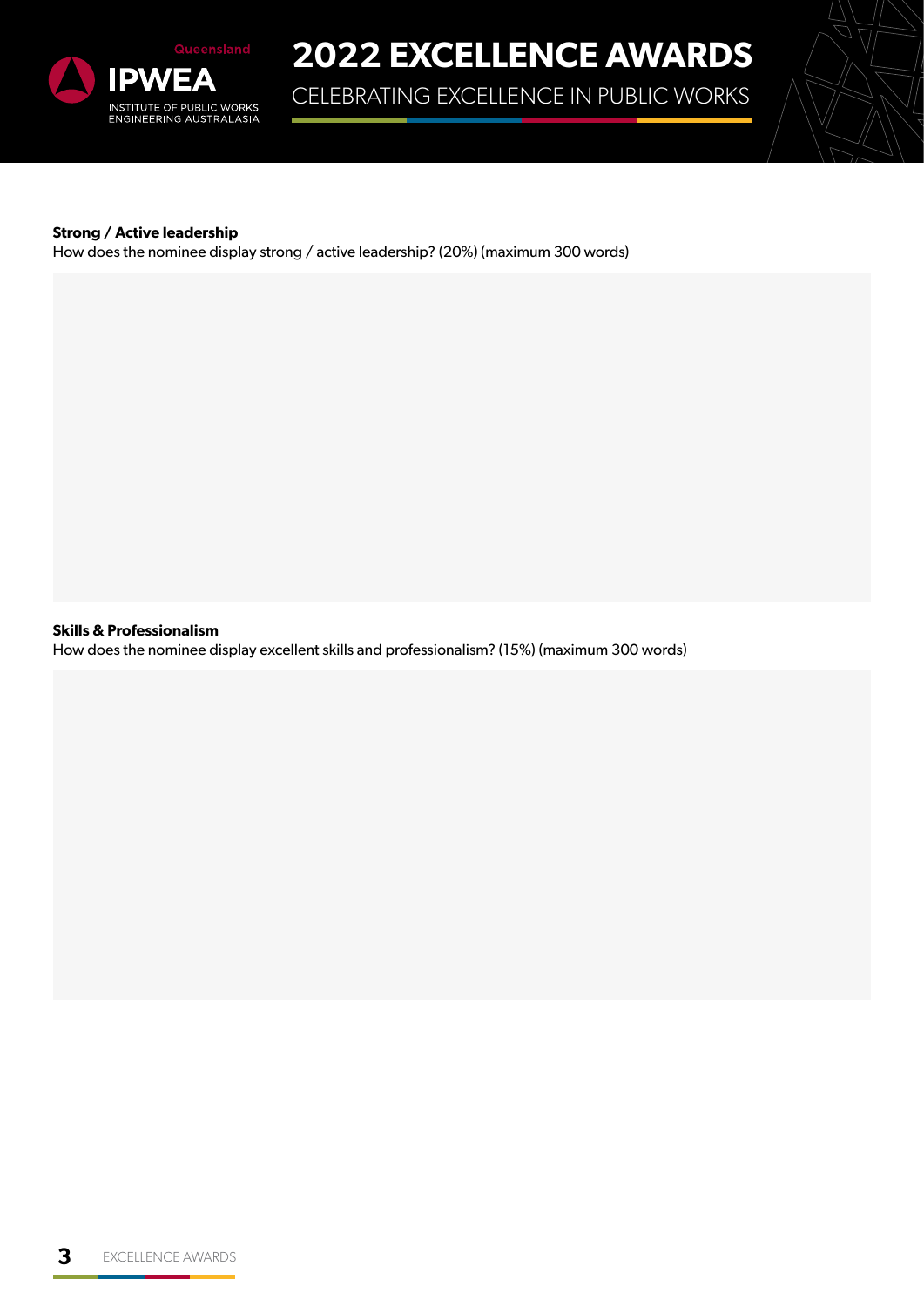**Strong / Active leadership**

How does the nominee display strong / active leadership? (20%) (maximum 300 words)

**Skills & Professionalism**

How does the nominee display excellent skills and professionalism? (15%) (maximum 300 words)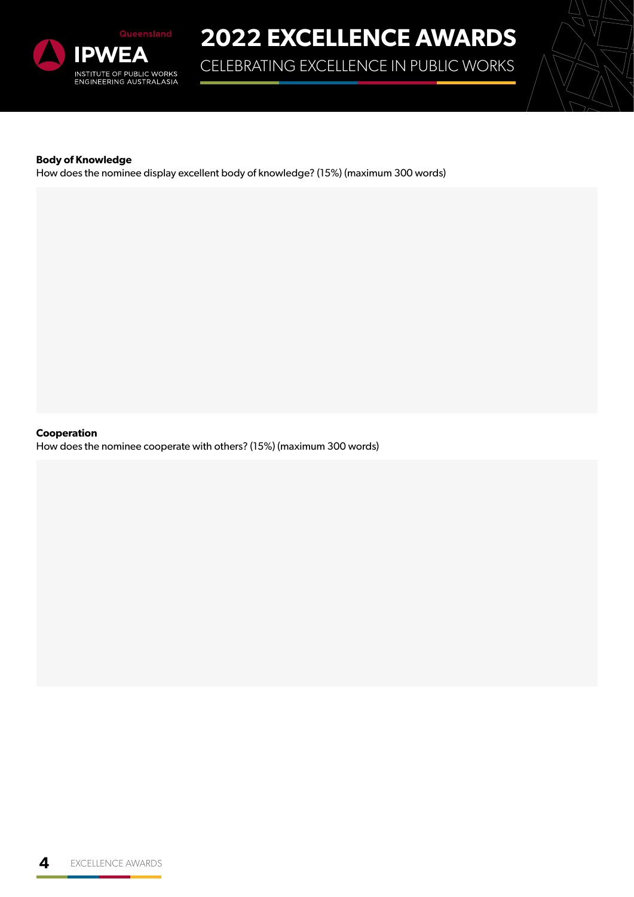**Body of Knowledge**

How does the nominee display excellent body of knowledge? (15%) (maximum 300 words)

**Cooperation**

How does the nominee cooperate with others? (15%) (maximum 300 words)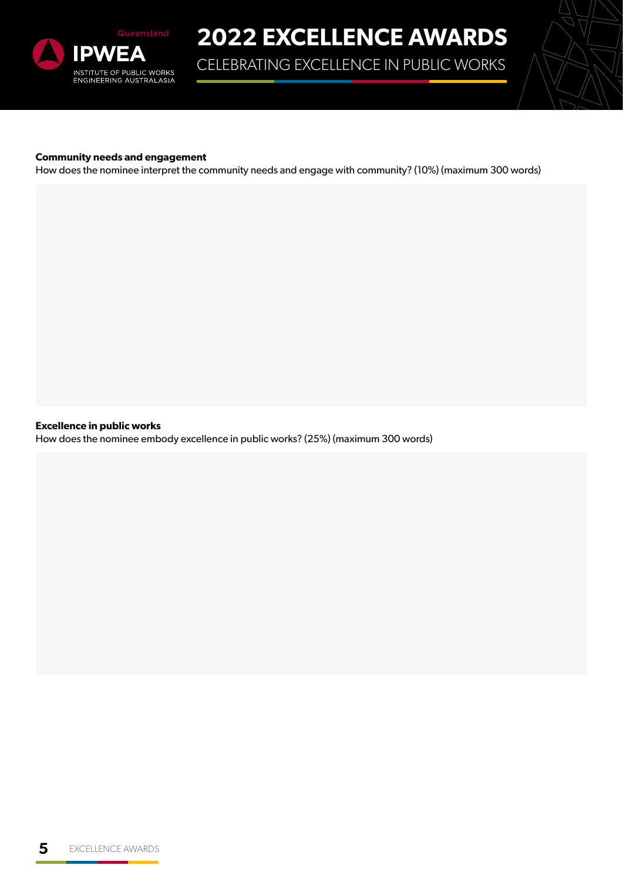**Community needs and engagement**

How does the nominee interpret the community needs and engage with community? (10%) (maximum 300 words)

**Excellence in public works**

How does the nominee embody excellence in public works? (25%) (maximum 300 words)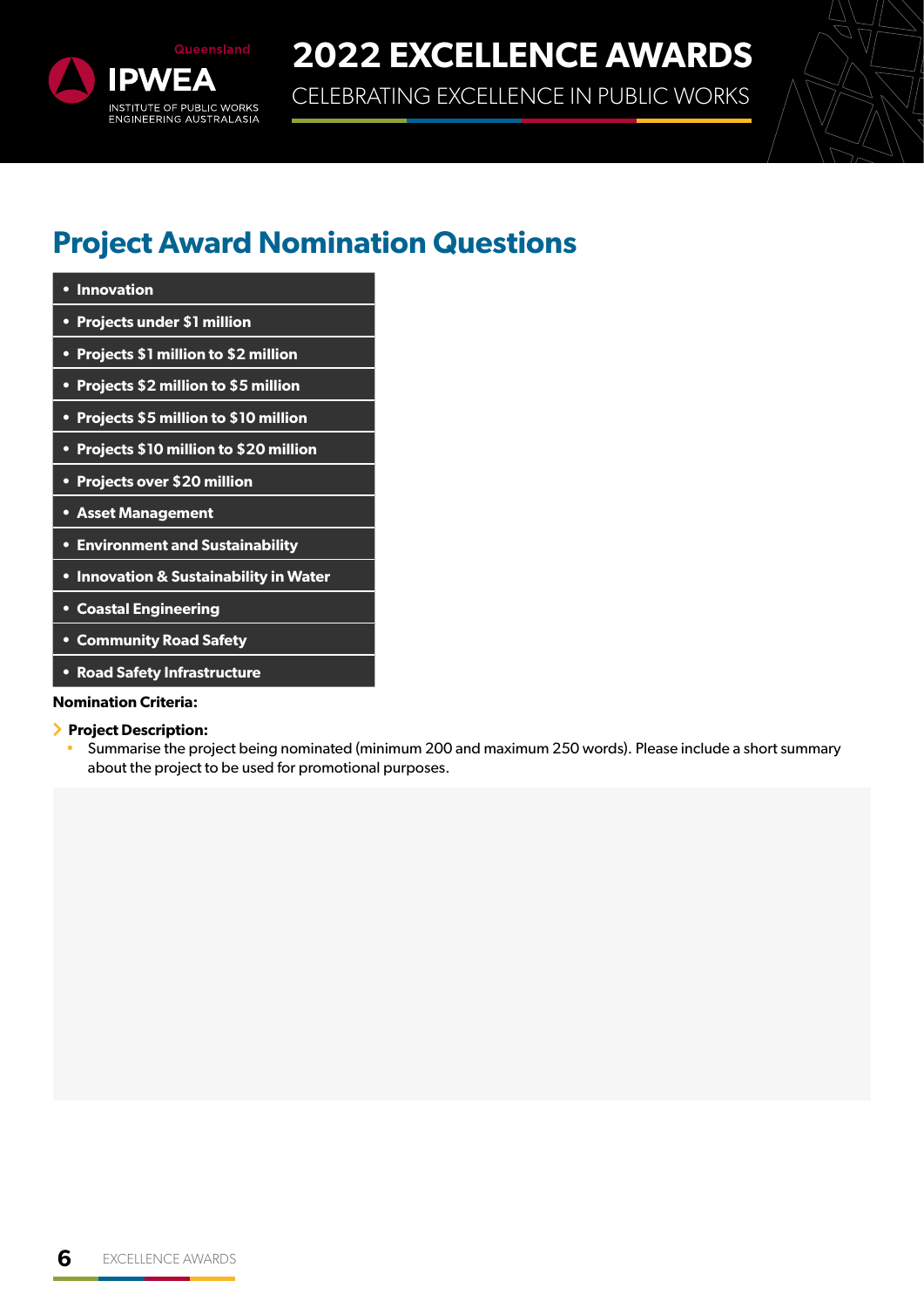## Project Award Nomination Questions

- **Innovation**
- **Projects under $1 million**
- **Projects $1 million to $2 million**
- **Projects $2 million to $5 million**
- **Projects $5 million to $10 million**
- **Projects $10 million to $20 million**
- **Projects over $20 million**
- **Asset Management**
- **Environment and Sustainability**
- **Innovation & Sustainability in Water**
- **Coastal Engineering**
- **Community Road Safety**
- **Road Safety Infrastructure**

**Nomination Criteria:**

**Project Description:**

- Summarise the project being nominated (minimum 200 and maximum 250 words). Please include a short summary about the project to be used for promotional purposes.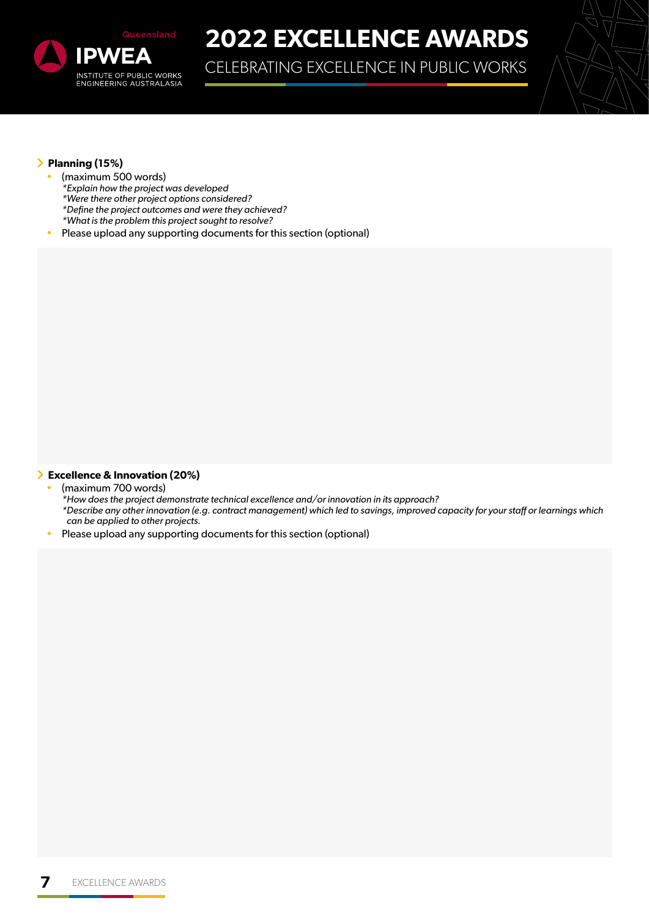## Planning (15%)

- (maximum 500 words)
  *\*Explain how the project was developed*
  *\*Were there other project options considered?*
  *\*Define the project outcomes and were they achieved?*
  *\*What is the problem this project sought to resolve?*
- Please upload any supporting documents for this section (optional)

## Excellence & Innovation (20%)

- (maximum 700 words)
  *\*How does the project demonstrate technical excellence and/or innovation in its approach?*
  *\*Describe any other innovation (e.g. contract management) which led to savings, improved capacity for your staff or learnings which can be applied to other projects.*
- Please upload any supporting documents for this section (optional)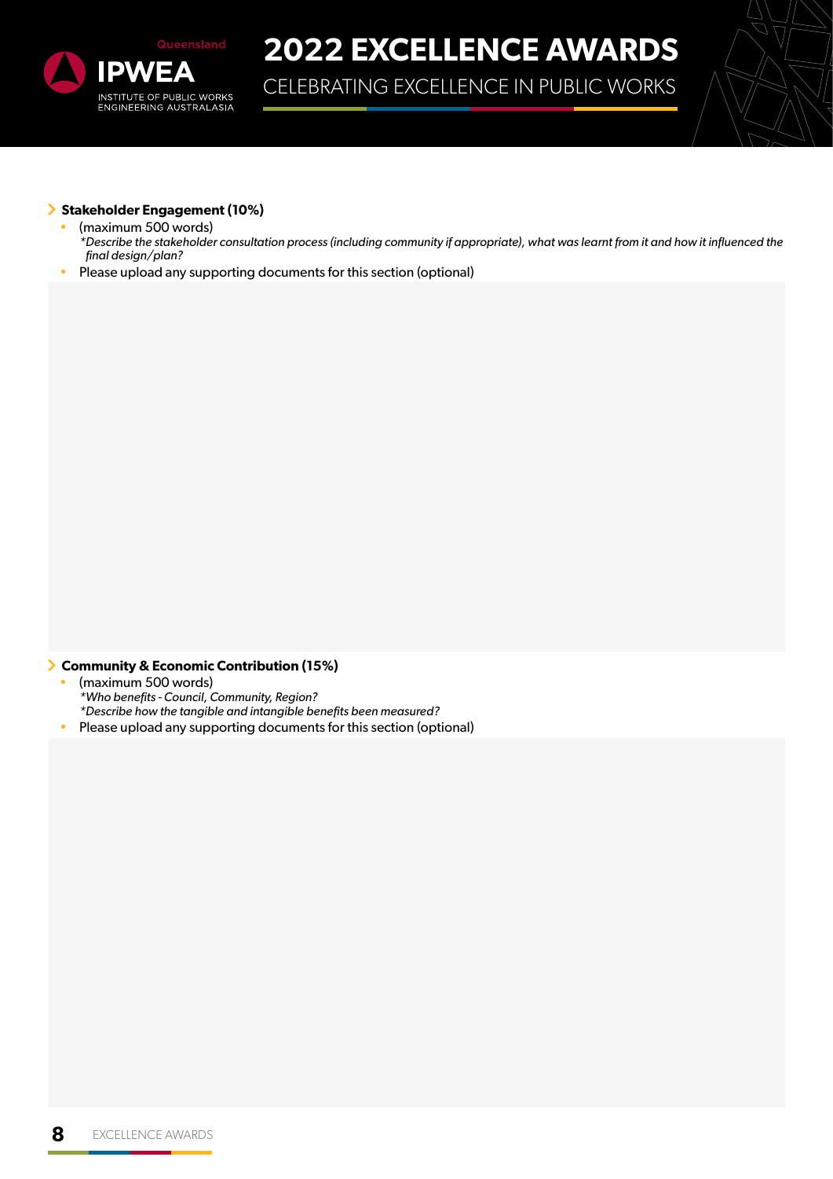**Stakeholder Engagement (10%)**

- (maximum 500 words)
  *\*Describe the stakeholder consultation process (including community if appropriate), what was learnt from it and how it influenced the final design/plan?*
- Please upload any supporting documents for this section (optional)

**Community & Economic Contribution (15%)**

- (maximum 500 words)
  *\*Who benefits - Council, Community, Region?*
  *\*Describe how the tangible and intangible benefits been measured?*
- Please upload any supporting documents for this section (optional)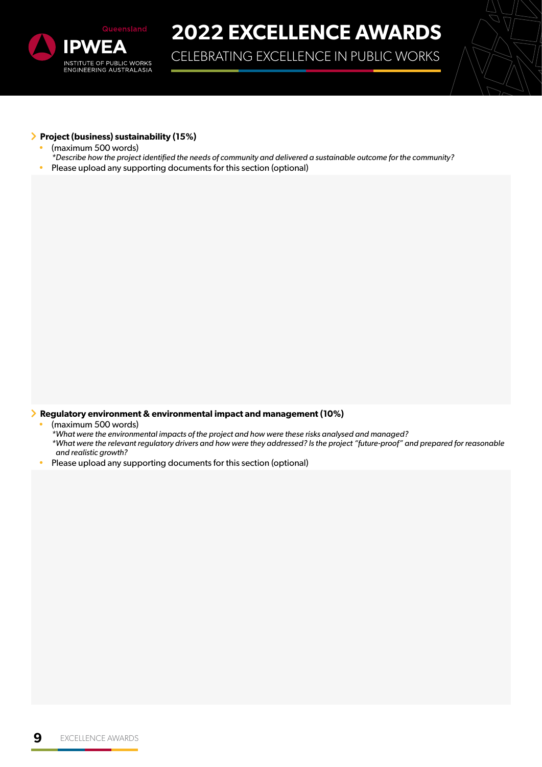### Project (business) sustainability (15%)

- (maximum 500 words)
  *\*Describe how the project identified the needs of community and delivered a sustainable outcome for the community?*
- Please upload any supporting documents for this section (optional)

### Regulatory environment & environmental impact and management (10%)

- (maximum 500 words)
  *\*What were the environmental impacts of the project and how were these risks analysed and managed?*
  *\*What were the relevant regulatory drivers and how were they addressed? Is the project "future-proof" and prepared for reasonable and realistic growth?*
- Please upload any supporting documents for this section (optional)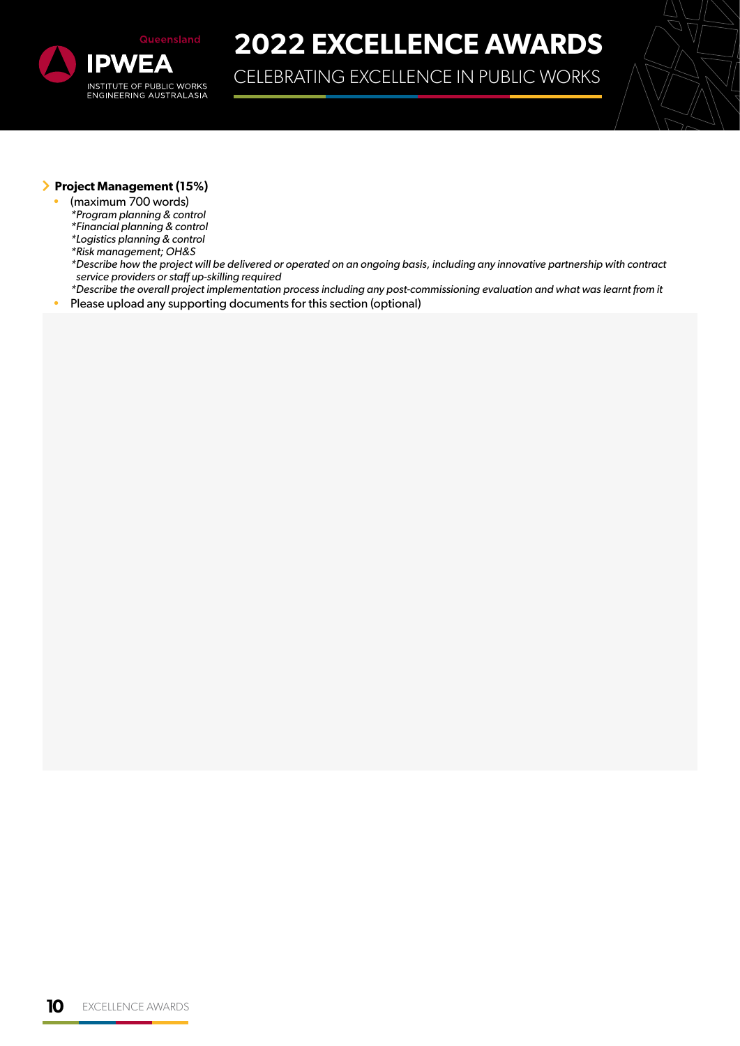### Project Management (15%)

- (maximum 700 words)
  *\*Program planning & control*
  *\*Financial planning & control*
  *\*Logistics planning & control*
  *\*Risk management; OH&S*
  *\*Describe how the project will be delivered or operated on an ongoing basis, including any innovative partnership with contract service providers or staff up-skilling required*
  *\*Describe the overall project implementation process including any post-commissioning evaluation and what was learnt from it*
- Please upload any supporting documents for this section (optional)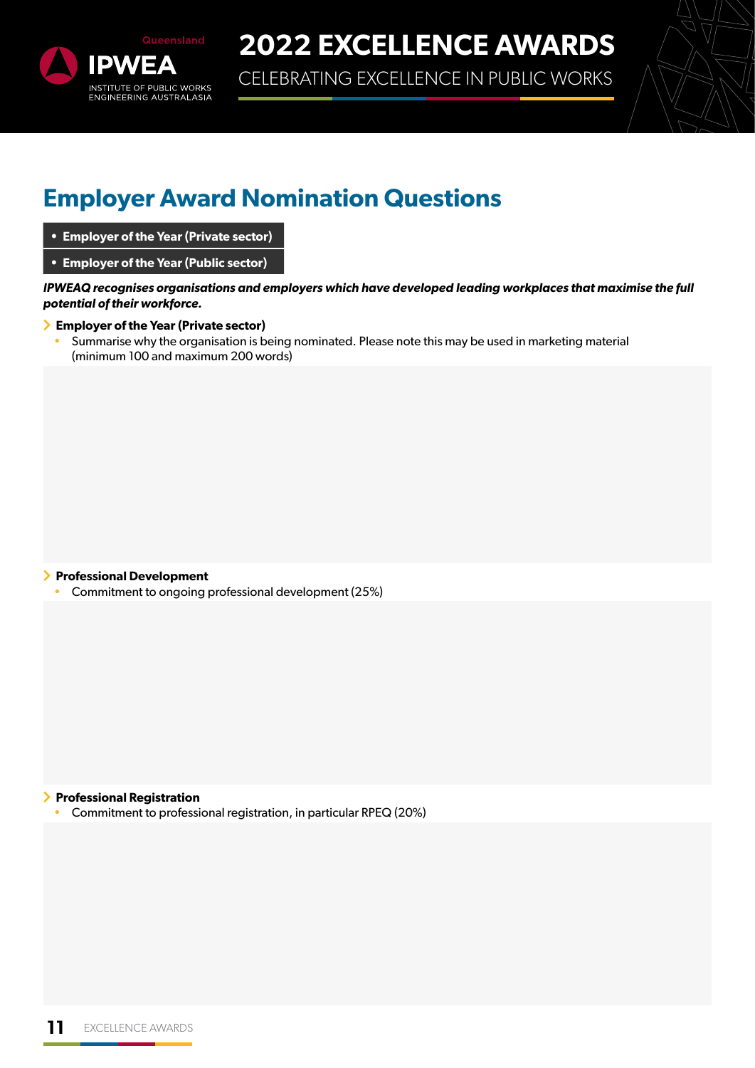## Employer Award Nomination Questions

- **Employer of the Year (Private sector)**
- **Employer of the Year (Public sector)**

***IPWEAQ recognises organisations and employers which have developed leading workplaces that maximise the full potential of their workforce.***

**Employer of the Year (Private sector)**

- Summarise why the organisation is being nominated. Please note this may be used in marketing material (minimum 100 and maximum 200 words)

**Professional Development**

- Commitment to ongoing professional development (25%)

**Professional Registration**

- Commitment to professional registration, in particular RPEQ (20%)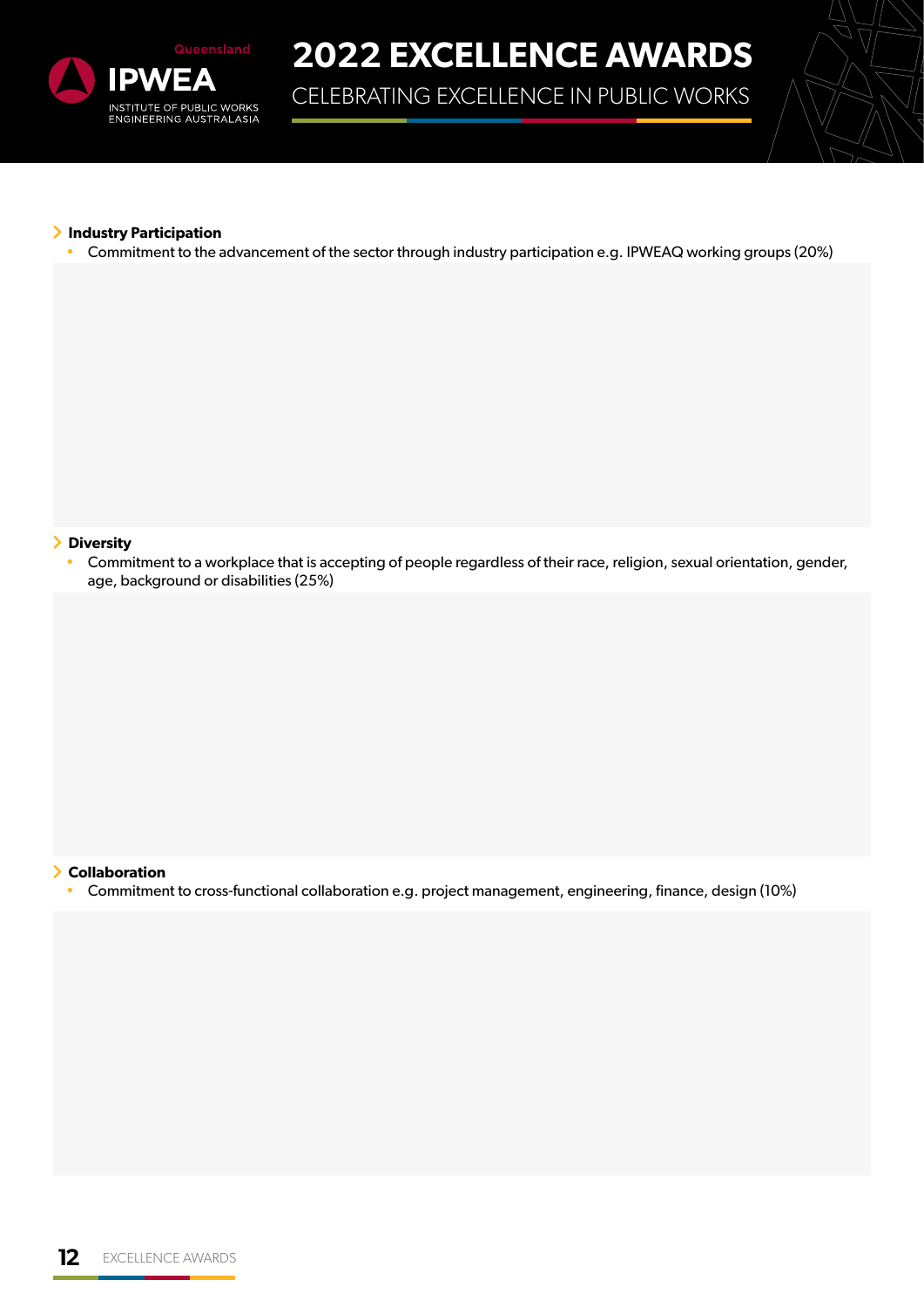**Industry Participation**

- Commitment to the advancement of the sector through industry participation e.g. IPWEAQ working groups (20%)

**Diversity**

- Commitment to a workplace that is accepting of people regardless of their race, religion, sexual orientation, gender, age, background or disabilities (25%)

**Collaboration**

- Commitment to cross-functional collaboration e.g. project management, engineering, finance, design (10%)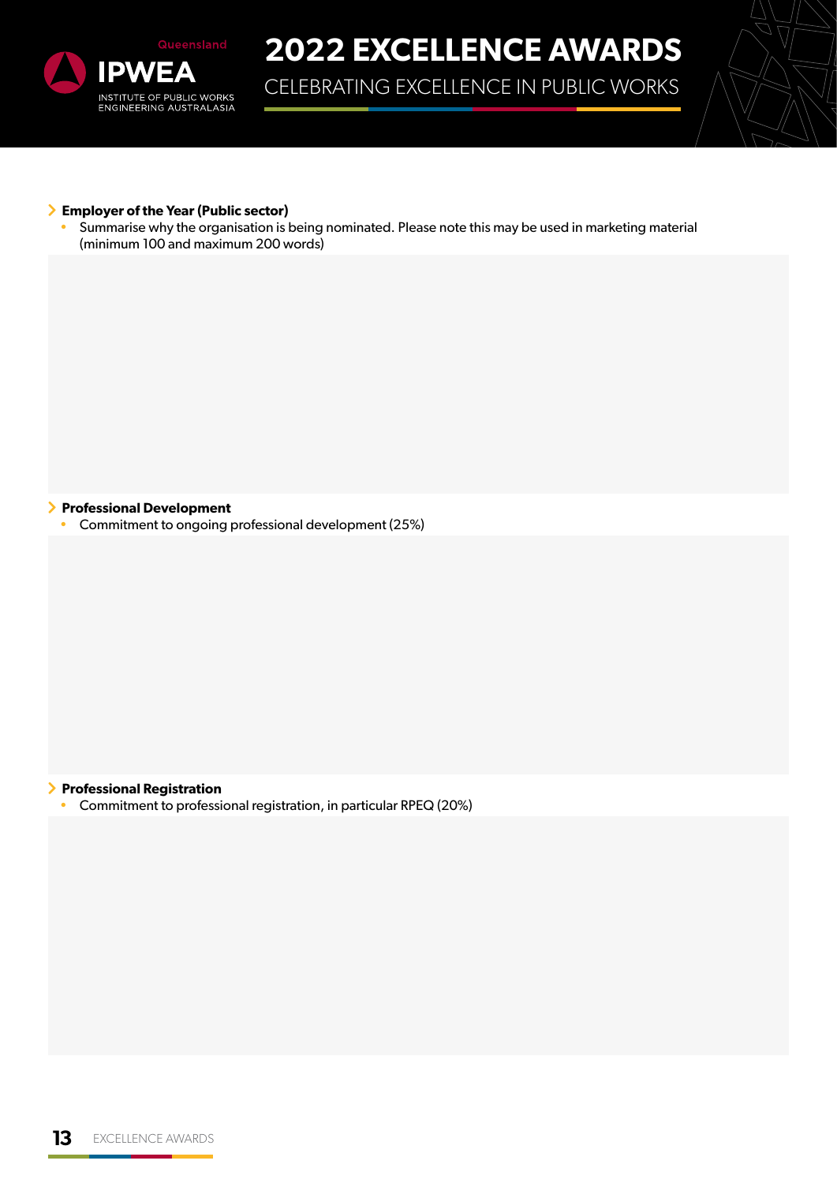## Employer of the Year (Public sector)

- Summarise why the organisation is being nominated. Please note this may be used in marketing material (minimum 100 and maximum 200 words)

## Professional Development

- Commitment to ongoing professional development (25%)

## Professional Registration

- Commitment to professional registration, in particular RPEQ (20%)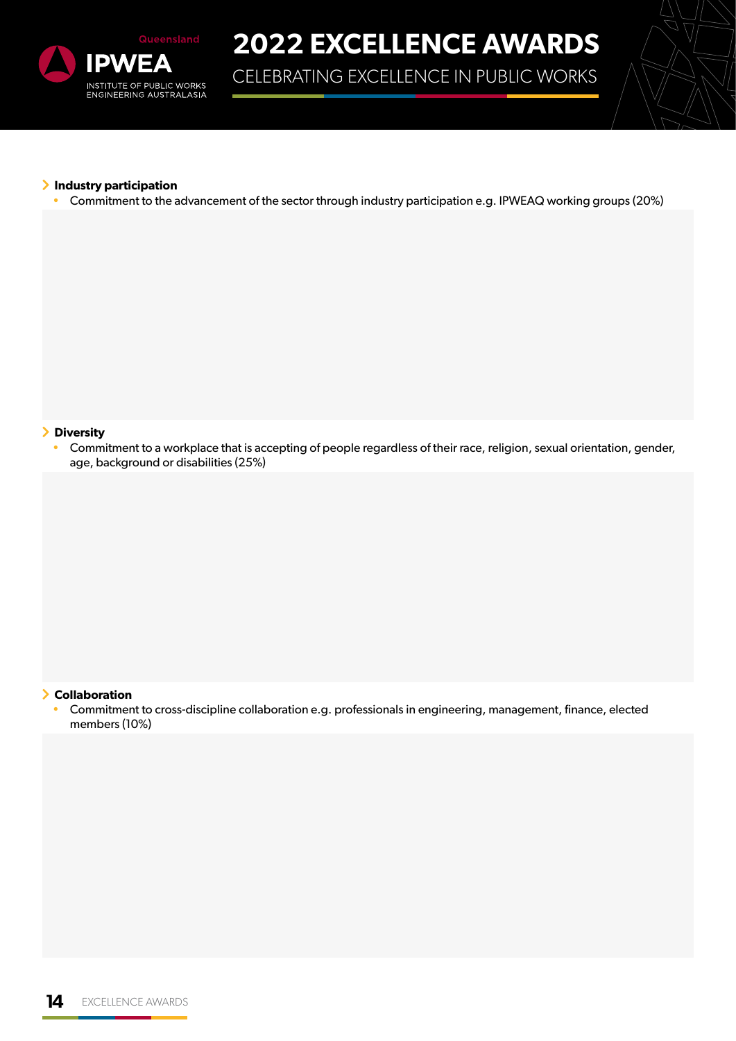### Industry participation

- Commitment to the advancement of the sector through industry participation e.g. IPWEAQ working groups (20%)

### Diversity

- Commitment to a workplace that is accepting of people regardless of their race, religion, sexual orientation, gender, age, background or disabilities (25%)

### Collaboration

- Commitment to cross-discipline collaboration e.g. professionals in engineering, management, finance, elected members (10%)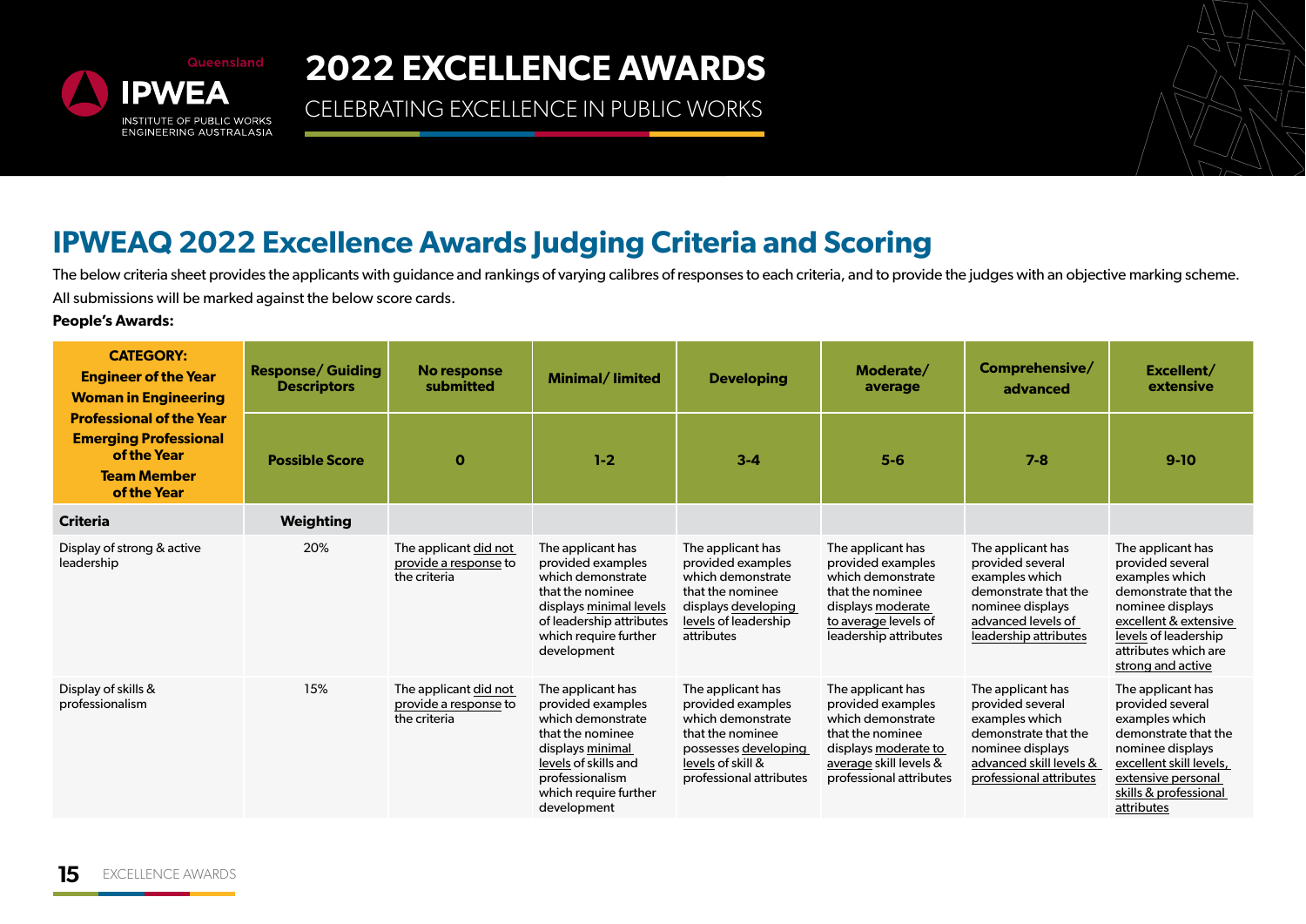# 2022 EXCELLENCE AWARDS

CELEBRATING EXCELLENCE IN PUBLIC WORKS

## IPWEAQ 2022 Excellence Awards Judging Criteria and Scoring

The below criteria sheet provides the applicants with guidance and rankings of varying calibres of responses to each criteria, and to provide the judges with an objective marking scheme. All submissions will be marked against the below score cards.

**People's Awards:**

| **CATEGORY: Engineer of the Year Woman in Engineering Professional of the Year Emerging Professional of the Year Team Member of the Year** | **Response/ Guiding Descriptors** | **No response submitted** | **Minimal/ limited** | **Developing** | **Moderate/ average** | **Comprehensive/ advanced** | **Excellent/ extensive** |
|---|---|---|---|---|---|---|---|
| | **Possible Score** | **0** | **1-2** | **3-4** | **5-6** | **7-8** | **9-10** |
| **Criteria** | **Weighting** | | | | | | |
| Display of strong & active leadership | 20% | The applicant did not provide a response to the criteria | The applicant has provided examples which demonstrate that the nominee displays minimal levels of leadership attributes which require further development | The applicant has provided examples which demonstrate that the nominee displays developing levels of leadership attributes | The applicant has provided examples which demonstrate that the nominee displays moderate to average levels of leadership attributes | The applicant has provided several examples which demonstrate that the nominee displays advanced levels of leadership attributes | The applicant has provided several examples which demonstrate that the nominee displays excellent & extensive levels of leadership attributes which are strong and active |
| Display of skills & professionalism | 15% | The applicant did not provide a response to the criteria | The applicant has provided examples which demonstrate that the nominee displays minimal levels of skills and professionalism which require further development | The applicant has provided examples which demonstrate that the nominee possesses developing levels of skill & professional attributes | The applicant has provided examples which demonstrate that the nominee displays moderate to average skill levels & professional attributes | The applicant has provided several examples which demonstrate that the nominee displays advanced skill levels & professional attributes | The applicant has provided several examples which demonstrate that the nominee displays excellent skill levels, extensive personal skills & professional attributes |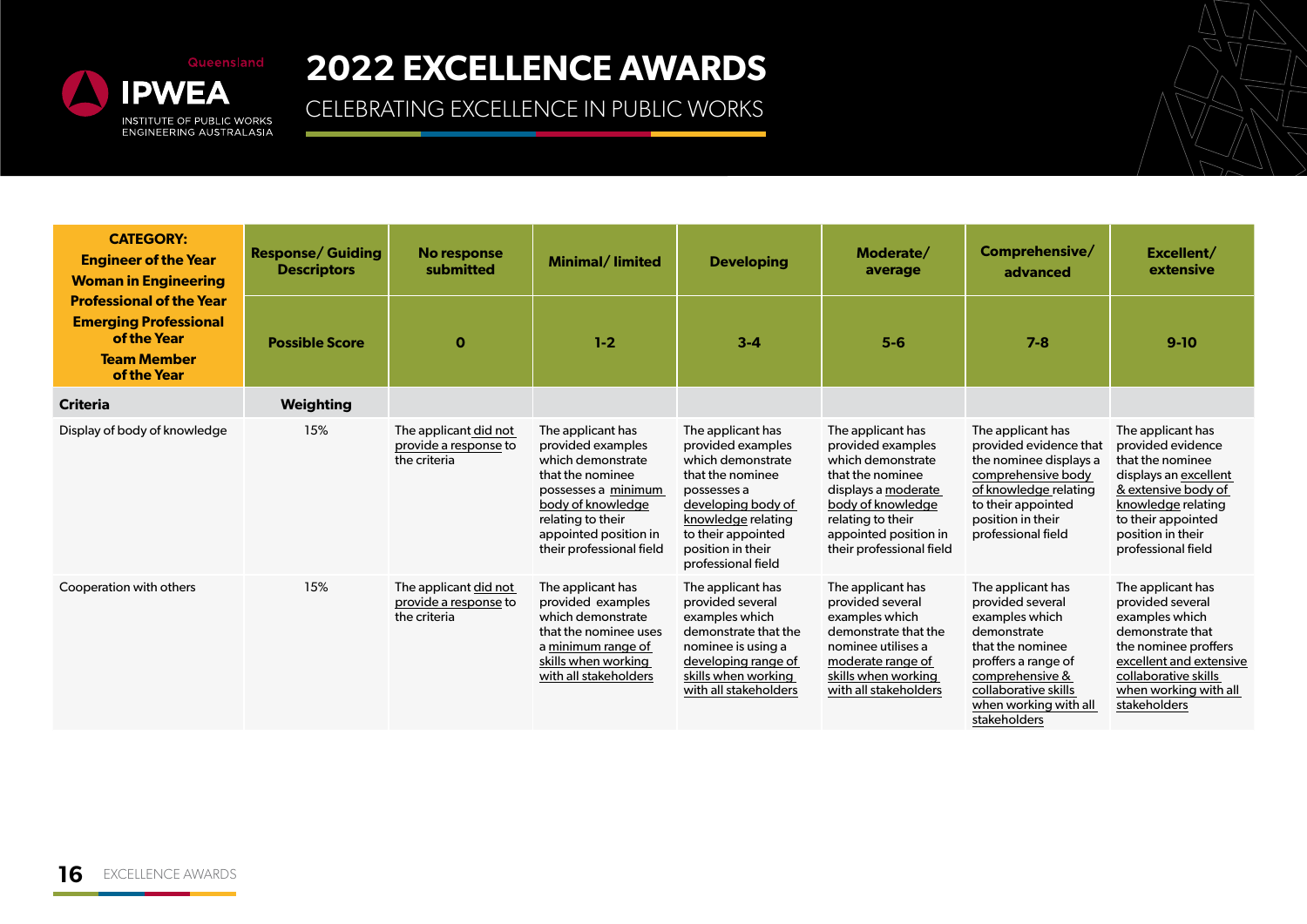# 2022 EXCELLENCE AWARDS

CELEBRATING EXCELLENCE IN PUBLIC WORKS

| **CATEGORY: Engineer of the Year Woman in Engineering Professional of the Year Emerging Professional of the Year Team Member of the Year** | **Response/ Guiding Descriptors** | **No response submitted** | **Minimal/ limited** | **Developing** | **Moderate/ average** | **Comprehensive/ advanced** | **Excellent/ extensive** |
|---|---|---|---|---|---|---|---|
| | **Possible Score** | **0** | **1-2** | **3-4** | **5-6** | **7-8** | **9-10** |
| **Criteria** | **Weighting** | | | | | | |
| Display of body of knowledge | 15% | The applicant did not provide a response to the criteria | The applicant has provided examples which demonstrate that the nominee possesses a minimum body of knowledge relating to their appointed position in their professional field | The applicant has provided examples which demonstrate that the nominee possesses a developing body of knowledge relating to their appointed position in their professional field | The applicant has provided examples which demonstrate that the nominee displays a moderate body of knowledge relating to their appointed position in their professional field | The applicant has provided evidence that the nominee displays a comprehensive body of knowledge relating to their appointed position in their professional field | The applicant has provided evidence that the nominee displays an excellent & extensive body of knowledge relating to their appointed position in their professional field |
| Cooperation with others | 15% | The applicant did not provide a response to the criteria | The applicant has provided examples which demonstrate that the nominee uses a minimum range of skills when working with all stakeholders | The applicant has provided several examples which demonstrate that the nominee is using a developing range of skills when working with all stakeholders | The applicant has provided several examples which demonstrate that the nominee utilises a moderate range of skills when working with all stakeholders | The applicant has provided several examples which demonstrate that the nominee proffers a range of comprehensive & collaborative skills when working with all stakeholders | The applicant has provided several examples which demonstrate that the nominee proffers excellent and extensive collaborative skills when working with all stakeholders |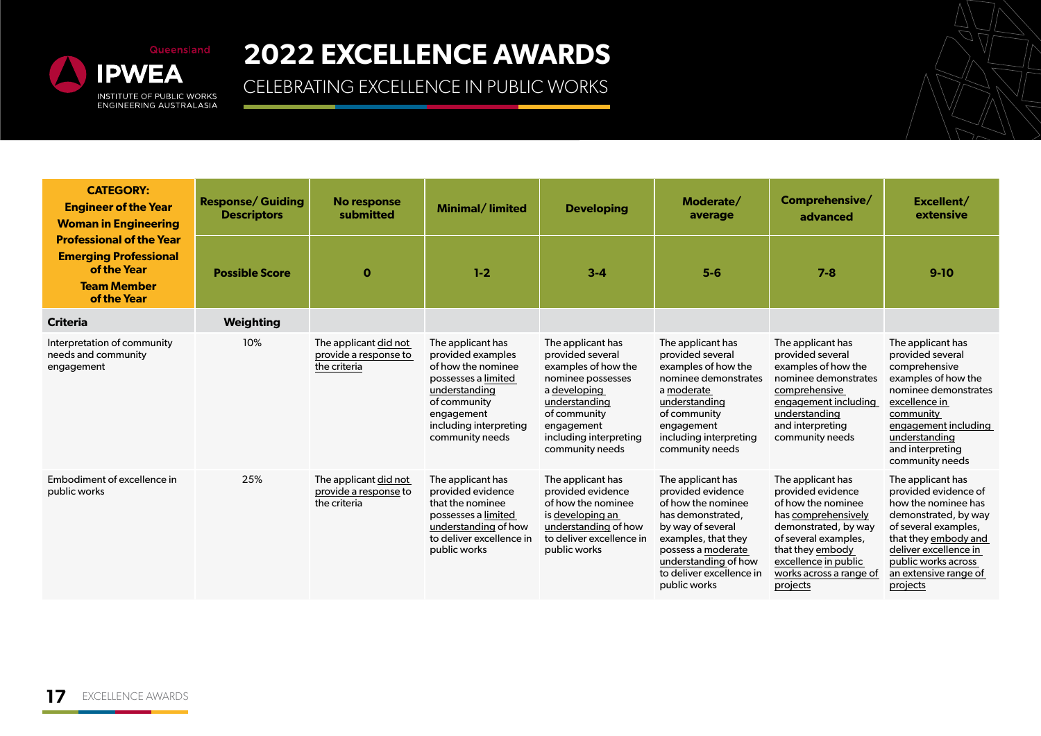# 2022 EXCELLENCE AWARDS

CELEBRATING EXCELLENCE IN PUBLIC WORKS

| **CATEGORY: Engineer of the Year Woman in Engineering Professional of the Year Emerging Professional of the Year Team Member of the Year** | **Response/ Guiding Descriptors** | **No response submitted** | **Minimal/ limited** | **Developing** | **Moderate/ average** | **Comprehensive/ advanced** | **Excellent/ extensive** |
|---|---|---|---|---|---|---|---|
| | **Possible Score** | **0** | **1-2** | **3-4** | **5-6** | **7-8** | **9-10** |
| **Criteria** | **Weighting** | | | | | | |
| Interpretation of community needs and community engagement | 10% | The applicant did not provide a response to the criteria | The applicant has provided examples of how the nominee possesses a limited understanding of community engagement including interpreting community needs | The applicant has provided several examples of how the nominee possesses a developing understanding of community engagement including interpreting community needs | The applicant has provided several examples of how the nominee demonstrates a moderate understanding of community engagement including interpreting community needs | The applicant has provided several examples of how the nominee demonstrates comprehensive engagement including understanding and interpreting community needs | The applicant has provided several comprehensive examples of how the nominee demonstrates excellence in community engagement including understanding and interpreting community needs |
| Embodiment of excellence in public works | 25% | The applicant did not provide a response to the criteria | The applicant has provided evidence that the nominee possesses a limited understanding of how to deliver excellence in public works | The applicant has provided evidence of how the nominee is developing an understanding of how to deliver excellence in public works | The applicant has provided evidence of how the nominee has demonstrated, by way of several examples, that they possess a moderate understanding of how to deliver excellence in public works | The applicant has provided evidence of how the nominee has comprehensively demonstrated, by way of several examples, that they embody excellence in public works across a range of projects | The applicant has provided evidence of how the nominee has demonstrated, by way of several examples, that they embody and deliver excellence in public works across an extensive range of projects |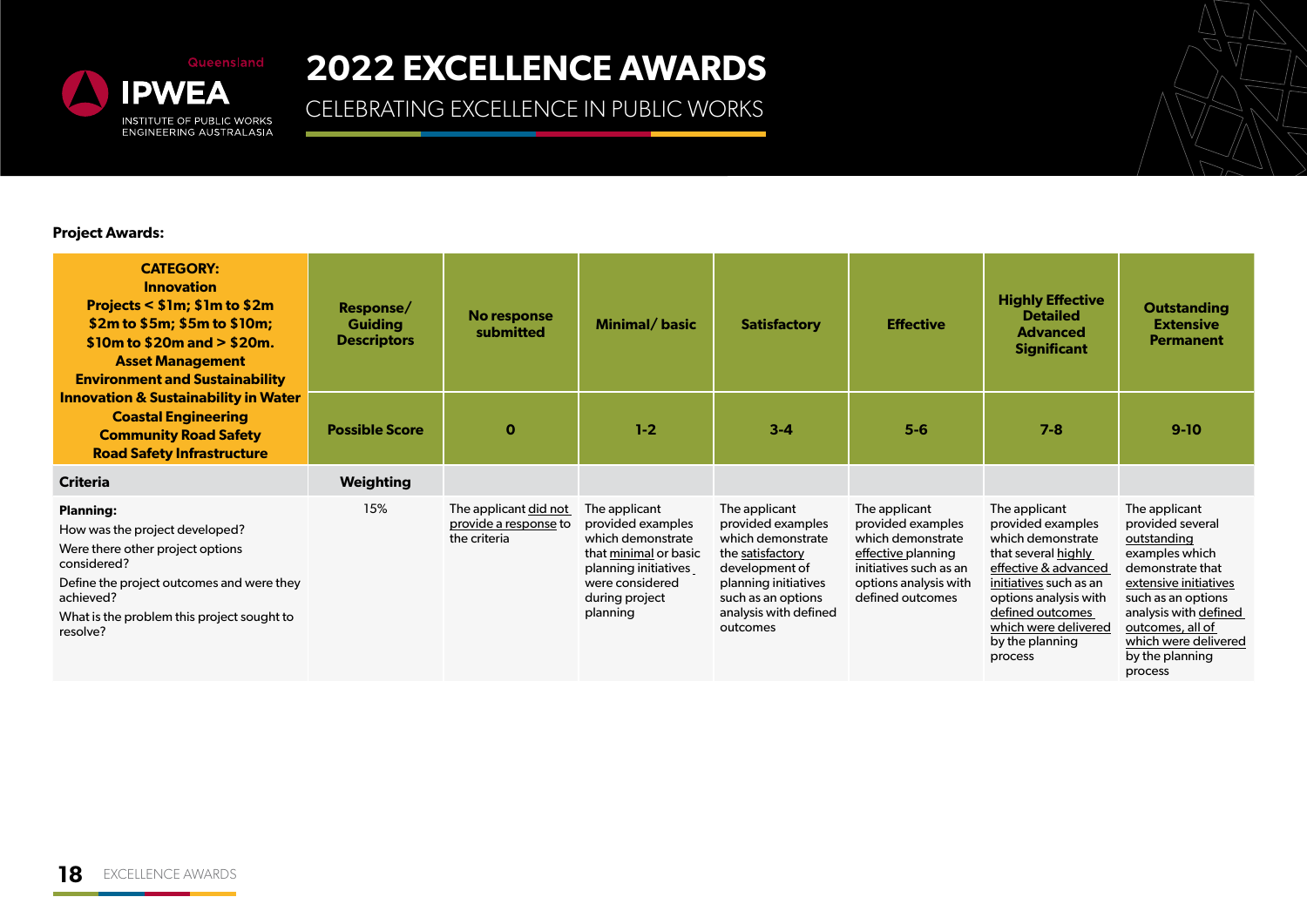# 2022 EXCELLENCE AWARDS

CELEBRATING EXCELLENCE IN PUBLIC WORKS

**Project Awards:**

| **CATEGORY: Innovation Projects < $1m; $1m to $2m $2m to $5m; $5m to $10m; $10m to $20m and > $20m. Asset Management Environment and Sustainability Innovation & Sustainability in Water Coastal Engineering Community Road Safety Road Safety Infrastructure** | **Response/ Guiding Descriptors** | **No response submitted** | **Minimal/ basic** | **Satisfactory** | **Effective** | **Highly Effective Detailed Advanced Significant** | **Outstanding Extensive Permanent** |
|---|---|---|---|---|---|---|---|
| | **Possible Score** | **0** | **1-2** | **3-4** | **5-6** | **7-8** | **9-10** |
| **Criteria** | **Weighting** | | | | | | |
| **Planning:** How was the project developed? Were there other project options considered? Define the project outcomes and were they achieved? What is the problem this project sought to resolve? | 15% | The applicant did not provide a response to the criteria | The applicant provided examples which demonstrate that minimal or basic planning initiatives were considered during project planning | The applicant provided examples which demonstrate the satisfactory development of planning initiatives such as an options analysis with defined outcomes | The applicant provided examples which demonstrate effective planning initiatives such as an options analysis with defined outcomes | The applicant provided examples which demonstrate that several highly effective & advanced initiatives such as an options analysis with defined outcomes which were delivered by the planning process | The applicant provided several outstanding examples which demonstrate that extensive initiatives such as an options analysis with defined outcomes, all of which were delivered by the planning process |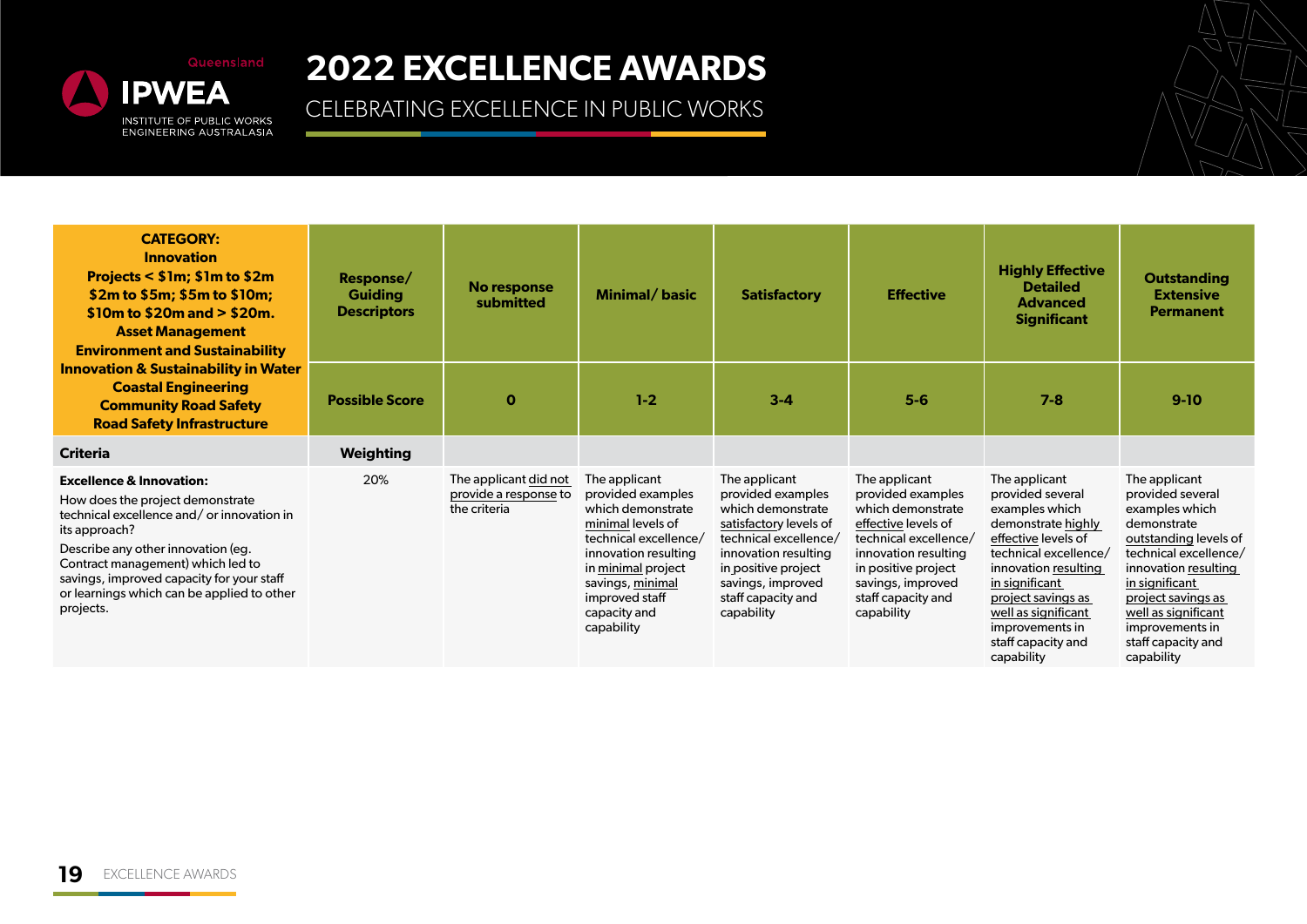# 2022 EXCELLENCE AWARDS

CELEBRATING EXCELLENCE IN PUBLIC WORKS

| **CATEGORY: Innovation Projects < $1m; $1m to $2m $2m to $5m; $5m to $10m; $10m to $20m and > $20m. Asset Management Environment and Sustainability Innovation & Sustainability in Water Coastal Engineering Community Road Safety Road Safety Infrastructure** | **Response/ Guiding Descriptors** | **No response submitted** | **Minimal/ basic** | **Satisfactory** | **Effective** | **Highly Effective Detailed Advanced Significant** | **Outstanding Extensive Permanent** |
|---|---|---|---|---|---|---|---|
| | **Possible Score** | **0** | **1-2** | **3-4** | **5-6** | **7-8** | **9-10** |
| **Criteria** | **Weighting** | | | | | | |
| **Excellence & Innovation:** How does the project demonstrate technical excellence and/ or innovation in its approach? Describe any other innovation (eg. Contract management) which led to savings, improved capacity for your staff or learnings which can be applied to other projects. | 20% | The applicant did not provide a response to the criteria | The applicant provided examples which demonstrate minimal levels of technical excellence/ innovation resulting in minimal project savings, minimal improved staff capacity and capability | The applicant provided examples which demonstrate satisfactory levels of technical excellence/ innovation resulting in positive project savings, improved staff capacity and capability | The applicant provided examples which demonstrate effective levels of technical excellence/ innovation resulting in positive project savings, improved staff capacity and capability | The applicant provided several examples which demonstrate highly effective levels of technical excellence/ innovation resulting in significant project savings as well as significant improvements in staff capacity and capability | The applicant provided several examples which demonstrate outstanding levels of technical excellence/ innovation resulting in significant project savings as well as significant improvements in staff capacity and capability |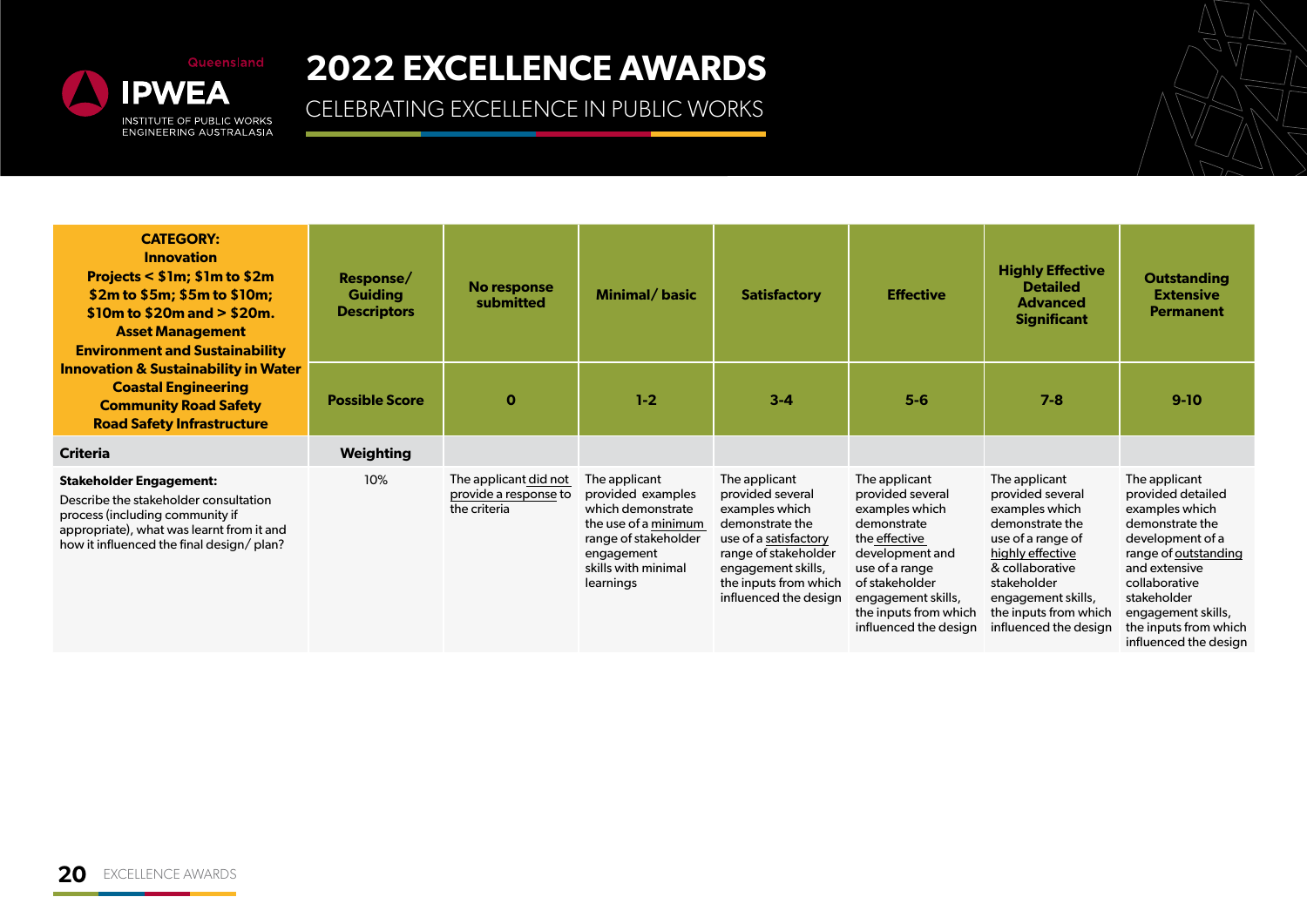# 2022 EXCELLENCE AWARDS

CELEBRATING EXCELLENCE IN PUBLIC WORKS

| **CATEGORY: Innovation Projects < $1m; $1m to $2m $2m to $5m; $5m to $10m; $10m to $20m and > $20m. Asset Management Environment and Sustainability Innovation & Sustainability in Water Coastal Engineering Community Road Safety Road Safety Infrastructure** | **Response/ Guiding Descriptors** | **No response submitted** | **Minimal/ basic** | **Satisfactory** | **Effective** | **Highly Effective Detailed Advanced Significant** | **Outstanding Extensive Permanent** |
|---|---|---|---|---|---|---|---|
| | **Possible Score** | **0** | **1-2** | **3-4** | **5-6** | **7-8** | **9-10** |
| **Criteria** | **Weighting** | | | | | | |
| **Stakeholder Engagement:** Describe the stakeholder consultation process (including community if appropriate), what was learnt from it and how it influenced the final design/ plan? | 10% | The applicant did not provide a response to the criteria | The applicant provided examples which demonstrate the use of a minimum range of stakeholder engagement skills with minimal learnings | The applicant provided several examples which demonstrate the use of a satisfactory range of stakeholder engagement skills, the inputs from which influenced the design | The applicant provided several examples which demonstrate the effective development and use of a range of stakeholder engagement skills, the inputs from which influenced the design | The applicant provided several examples which demonstrate the use of a range of highly effective & collaborative stakeholder engagement skills, the inputs from which influenced the design | The applicant provided detailed examples which demonstrate the development of a range of outstanding and extensive collaborative stakeholder engagement skills, the inputs from which influenced the design |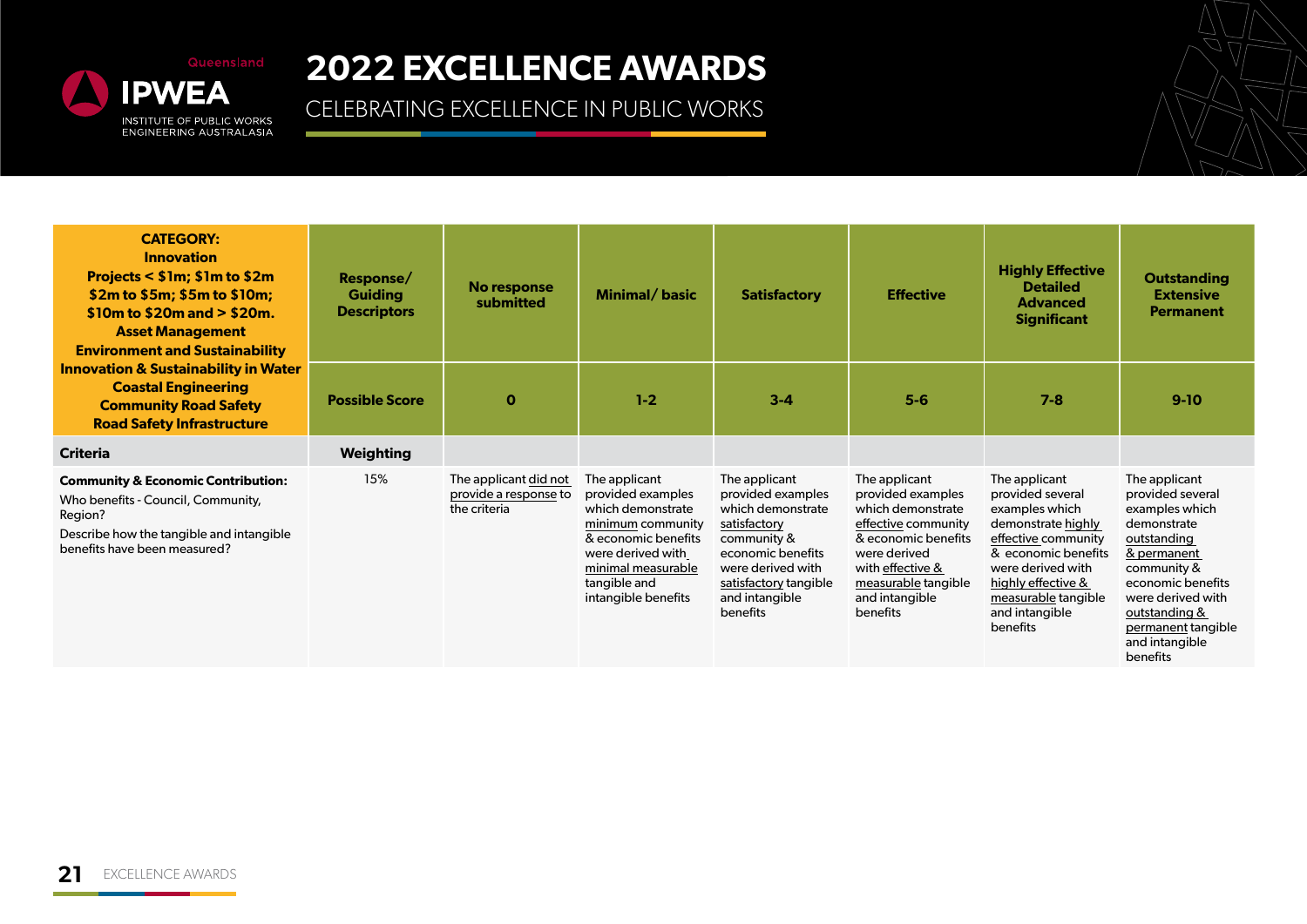# 2022 EXCELLENCE AWARDS

CELEBRATING EXCELLENCE IN PUBLIC WORKS

| **CATEGORY:** **Innovation** **Projects < $1m; $1m to $2m $2m to $5m; $5m to $10m; $10m to $20m and > $20m.** **Asset Management** **Environment and Sustainability** **Innovation & Sustainability in Water** **Coastal Engineering** **Community Road Safety** **Road Safety Infrastructure** | **Response/ Guiding Descriptors** | **No response submitted** | **Minimal/ basic** | **Satisfactory** | **Effective** | **Highly Effective Detailed Advanced Significant** | **Outstanding Extensive Permanent** |
|---|---|---|---|---|---|---|---|
| | **Possible Score** | **0** | **1-2** | **3-4** | **5-6** | **7-8** | **9-10** |
| **Criteria** | **Weighting** | | | | | | |
| **Community & Economic Contribution:** Who benefits - Council, Community, Region? Describe how the tangible and intangible benefits have been measured? | 15% | The applicant did not provide a response to the criteria | The applicant provided examples which demonstrate minimum community & economic benefits were derived with minimal measurable tangible and intangible benefits | The applicant provided examples which demonstrate satisfactory community & economic benefits were derived with satisfactory tangible and intangible benefits | The applicant provided examples which demonstrate effective community & economic benefits were derived with effective & measurable tangible and intangible benefits | The applicant provided several examples which demonstrate highly effective community & economic benefits were derived with highly effective & measurable tangible and intangible benefits | The applicant provided several examples which demonstrate outstanding & permanent community & economic benefits were derived with outstanding & permanent tangible and intangible benefits |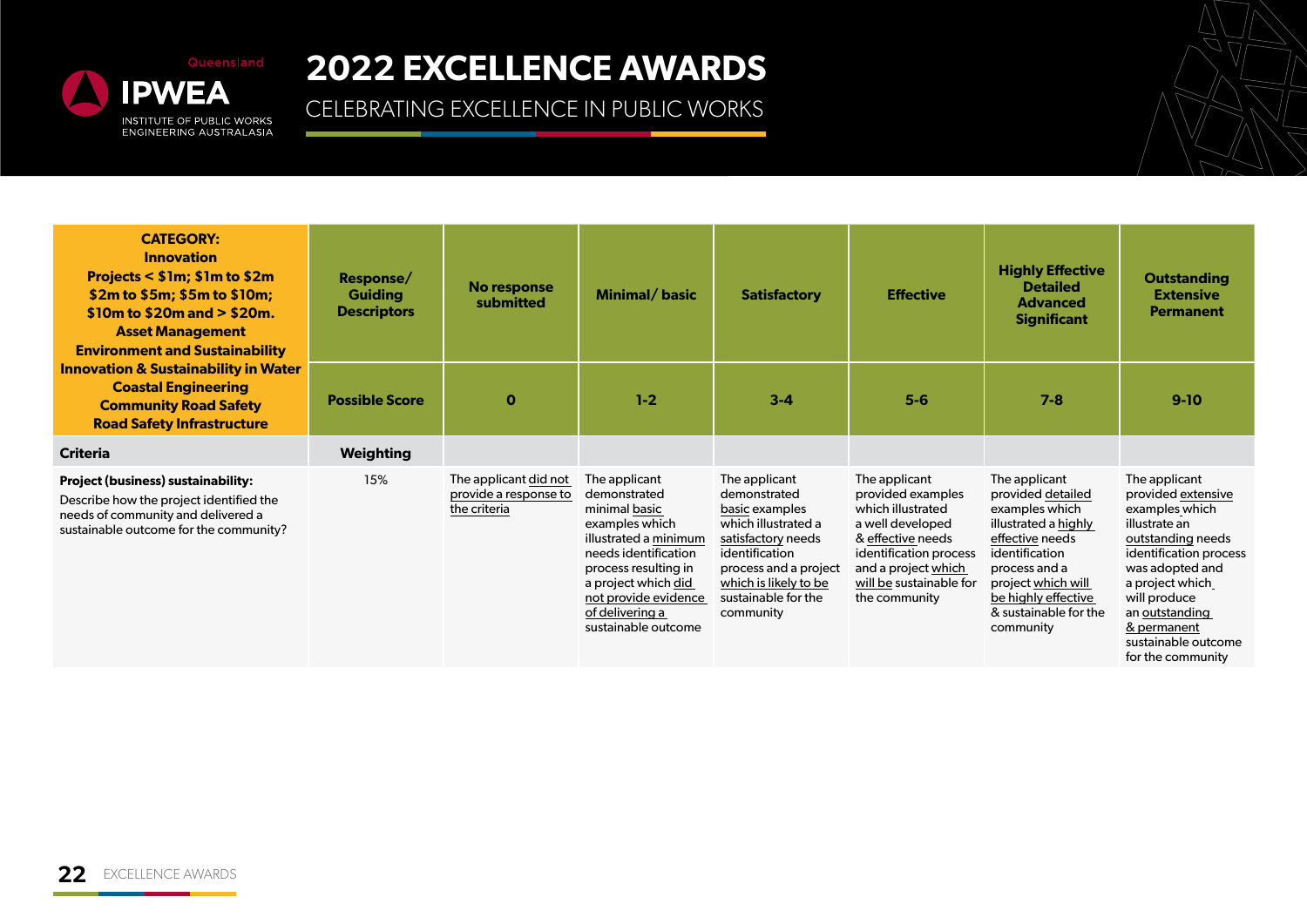# 2022 EXCELLENCE AWARDS

CELEBRATING EXCELLENCE IN PUBLIC WORKS

| **CATEGORY:**<br>**Innovation**<br>**Projects < \$1m; \$1m to \$2m \$2m to \$5m; \$5m to \$10m; \$10m to \$20m and > \$20m.**<br>**Asset Management**<br>**Environment and Sustainability**<br>**Innovation & Sustainability in Water**<br>**Coastal Engineering**<br>**Community Road Safety**<br>**Road Safety Infrastructure** | **Response/ Guiding Descriptors** | **No response submitted** | **Minimal/ basic** | **Satisfactory** | **Effective** | **Highly Effective Detailed Advanced Significant** | **Outstanding Extensive Permanent** |
|---|---|---|---|---|---|---|---|
| | **Possible Score** | **0** | **1-2** | **3-4** | **5-6** | **7-8** | **9-10** |
| **Criteria** | **Weighting** | | | | | | |
| **Project (business) sustainability:**<br>Describe how the project identified the needs of community and delivered a sustainable outcome for the community? | 15% | The applicant did not provide a response to the criteria | The applicant demonstrated minimal basic examples which illustrated a minimum needs identification process resulting in a project which did not provide evidence of delivering a sustainable outcome | The applicant demonstrated basic examples which illustrated a satisfactory needs identification process and a project which is likely to be sustainable for the community | The applicant provided examples which illustrated a well developed & effective needs identification process and a project which will be sustainable for the community | The applicant provided detailed examples which illustrated a highly effective needs identification process and a project which will be highly effective & sustainable for the community | The applicant provided extensive examples which illustrate an outstanding needs identification process was adopted and a project which will produce an outstanding & permanent sustainable outcome for the community |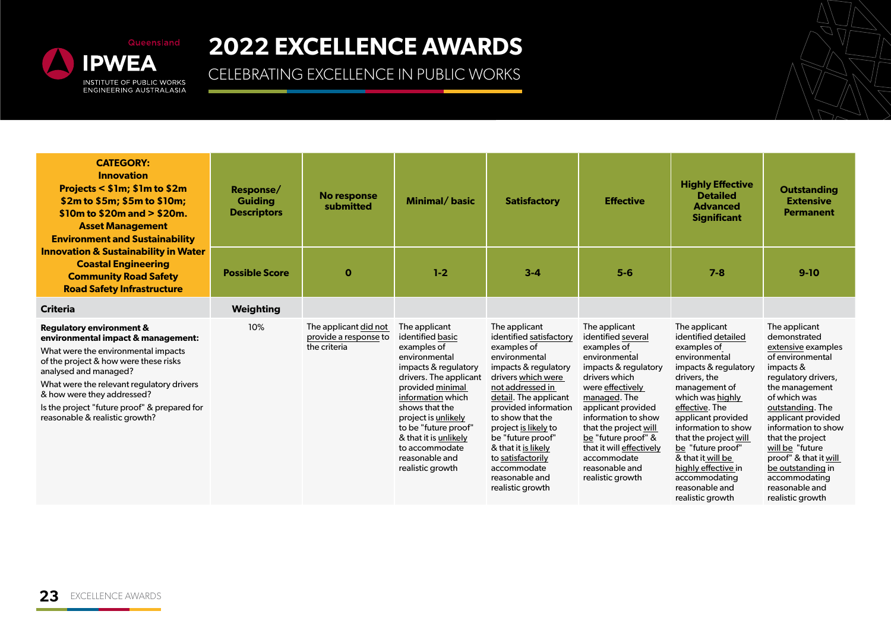# 2022 EXCELLENCE AWARDS

CELEBRATING EXCELLENCE IN PUBLIC WORKS

| **CATEGORY: Innovation Projects < $1m; $1m to $2m $2m to $5m; $5m to $10m; $10m to $20m and > $20m. Asset Management Environment and Sustainability Innovation & Sustainability in Water Coastal Engineering Community Road Safety Road Safety Infrastructure** | **Response/ Guiding Descriptors** | **No response submitted** | **Minimal/ basic** | **Satisfactory** | **Effective** | **Highly Effective Detailed Advanced Significant** | **Outstanding Extensive Permanent** |
|---|---|---|---|---|---|---|---|
| | **Possible Score** | **0** | **1-2** | **3-4** | **5-6** | **7-8** | **9-10** |
| **Criteria** | **Weighting** | | | | | | |
| **Regulatory environment & environmental impact & management:** What were the environmental impacts of the project & how were these risks analysed and managed? What were the relevant regulatory drivers & how were they addressed? Is the project "future proof" & prepared for reasonable & realistic growth? | 10% | The applicant did not provide a response to the criteria | The applicant identified basic examples of environmental impacts & regulatory drivers. The applicant provided minimal information which shows that the project is unlikely to be "future proof" & that it is unlikely to accommodate reasonable and realistic growth | The applicant identified satisfactory examples of environmental impacts & regulatory drivers which were not addressed in detail. The applicant provided information to show that the project is likely to be "future proof" & that it is likely to satisfactorily accommodate reasonable and realistic growth | The applicant identified several examples of environmental impacts & regulatory drivers which were effectively managed. The applicant provided information to show that the project will be "future proof" & that it will effectively accommodate reasonable and realistic growth | The applicant identified detailed examples of environmental impacts & regulatory drivers, the management of which was highly effective. The applicant provided information to show that the project will be "future proof" & that it will be highly effective in accommodating reasonable and realistic growth | The applicant demonstrated extensive examples of environmental impacts & regulatory drivers, the management of which was outstanding. The applicant provided information to show that the project will be "future proof" & that it will be outstanding in accommodating reasonable and realistic growth |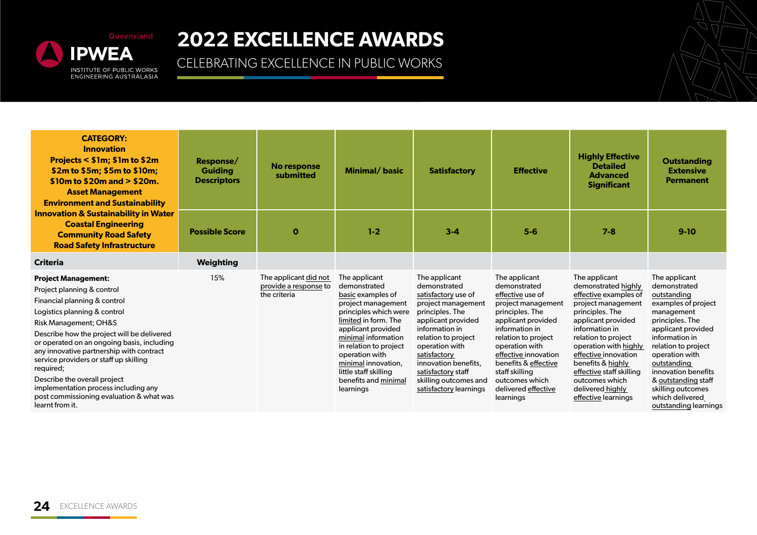# 2022 EXCELLENCE AWARDS

CELEBRATING EXCELLENCE IN PUBLIC WORKS

| CATEGORY: Innovation Projects < $1m; $1m to $2m $2m to $5m; $5m to $10m; $10m to $20m and > $20m. Asset Management Environment and Sustainability Innovation & Sustainability in Water Coastal Engineering Community Road Safety Road Safety Infrastructure | Response/ Guiding Descriptors | No response submitted | Minimal/ basic | Satisfactory | Effective | Highly Effective Detailed Advanced Significant | Outstanding Extensive Permanent |
|---|---|---|---|---|---|---|---|
| | Possible Score | 0 | 1-2 | 3-4 | 5-6 | 7-8 | 9-10 |
| **Criteria** | **Weighting** | | | | | | |
| **Project Management:** Project planning & control; Financial planning & control; Logistics planning & control; Risk Management; OH&S; Describe how the project will be delivered or operated on an ongoing basis, including any innovative partnership with contract service providers or staff up skilling required; Describe the overall project implementation process including any post commissioning evaluation & what was learnt from it. | 15% | The applicant did not provide a response to the criteria | The applicant demonstrated basic examples of project management principles which were limited in form. The applicant provided minimal information in relation to project operation with minimal innovation, little staff skilling benefits and minimal learnings | The applicant demonstrated satisfactory use of project management principles. The applicant provided information in relation to project operation with satisfactory innovation benefits, satisfactory staff skilling outcomes and satisfactory learnings | The applicant demonstrated effective use of project management principles. The applicant provided information in relation to project operation with effective innovation benefits & effective staff skilling outcomes which delivered effective learnings | The applicant demonstrated highly effective examples of project management principles. The applicant provided information in relation to project operation with highly effective innovation benefits & highly effective staff skilling outcomes which delivered highly effective learnings | The applicant demonstrated outstanding examples of project management principles. The applicant provided information in relation to project operation with outstanding innovation benefits & outstanding staff skilling outcomes which delivered outstanding learnings |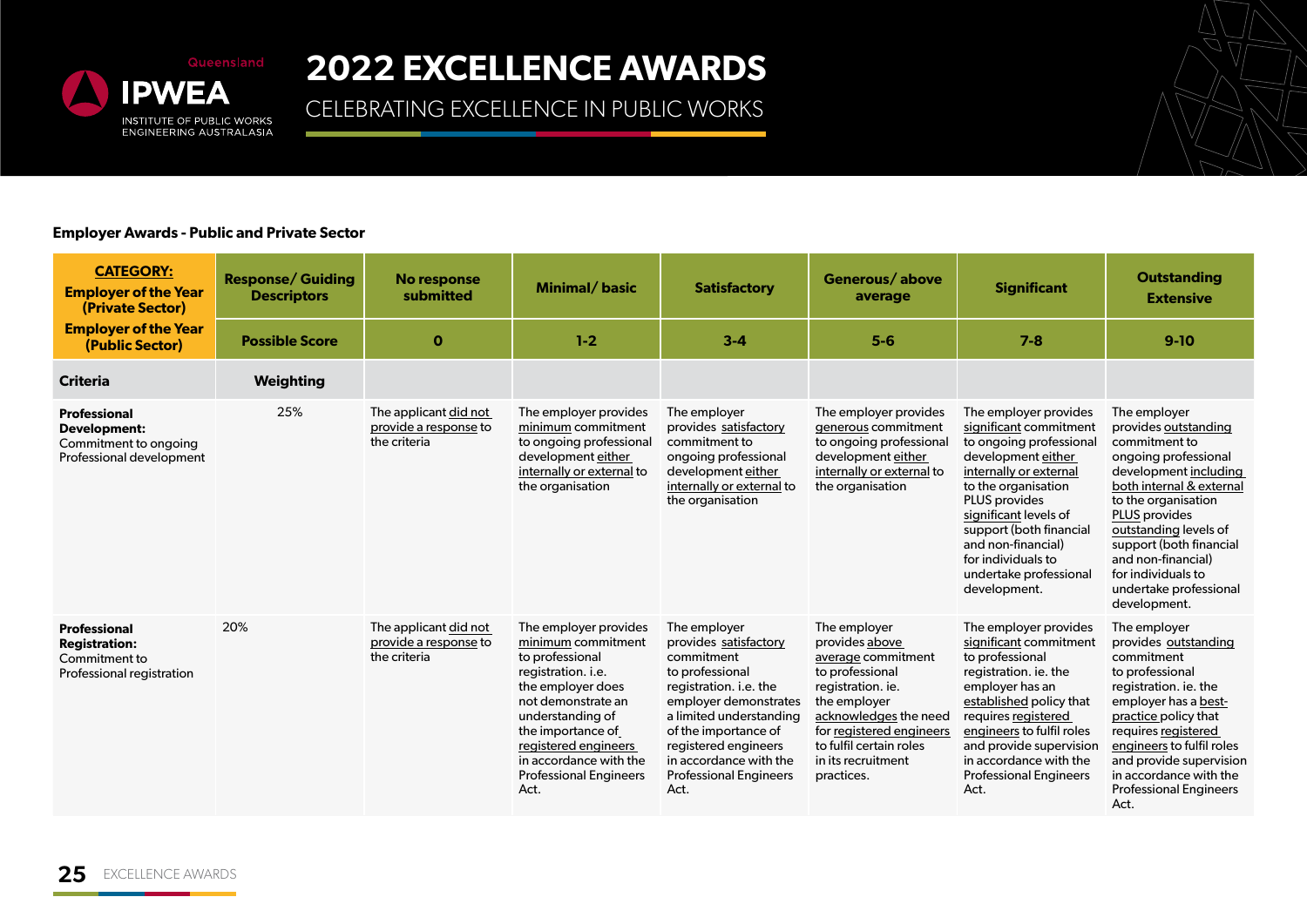# 2022 EXCELLENCE AWARDS

CELEBRATING EXCELLENCE IN PUBLIC WORKS

**Employer Awards - Public and Private Sector**

| **CATEGORY:** **Employer of the Year (Private Sector)** **Employer of the Year (Public Sector)** | **Response/ Guiding Descriptors** | **No response submitted** | **Minimal/ basic** | **Satisfactory** | **Generous/ above average** | **Significant** | **Outstanding Extensive** |
|---|---|---|---|---|---|---|---|
| | **Possible Score** | **0** | **1-2** | **3-4** | **5-6** | **7-8** | **9-10** |
| **Criteria** | **Weighting** | | | | | | |
| **Professional Development:** Commitment to ongoing Professional development | 25% | The applicant did not provide a response to the criteria | The employer provides minimum commitment to ongoing professional development either internally or external to the organisation | The employer provides satisfactory commitment to ongoing professional development either internally or external to the organisation | The employer provides generous commitment to ongoing professional development either internally or external to the organisation | The employer provides significant commitment to ongoing professional development either internally or external to the organisation PLUS provides significant levels of support (both financial and non-financial) for individuals to undertake professional development. | The employer provides outstanding commitment to ongoing professional development including both internal & external to the organisation PLUS provides outstanding levels of support (both financial and non-financial) for individuals to undertake professional development. |
| **Professional Registration:** Commitment to Professional registration | 20% | The applicant did not provide a response to the criteria | The employer provides minimum commitment to professional registration. i.e. the employer does not demonstrate an understanding of the importance of registered engineers in accordance with the Professional Engineers Act. | The employer provides satisfactory commitment to professional registration. i.e. the employer demonstrates a limited understanding of the importance of registered engineers in accordance with the Professional Engineers Act. | The employer provides above average commitment to professional registration. ie. the employer acknowledges the need for registered engineers to fulfil certain roles in its recruitment practices. | The employer provides significant commitment to professional registration. ie. the employer has an established policy that requires registered engineers to fulfil roles and provide supervision in accordance with the Professional Engineers Act. | The employer provides outstanding commitment to professional registration. ie. the employer has a best-practice policy that requires registered engineers to fulfil roles and provide supervision in accordance with the Professional Engineers Act. |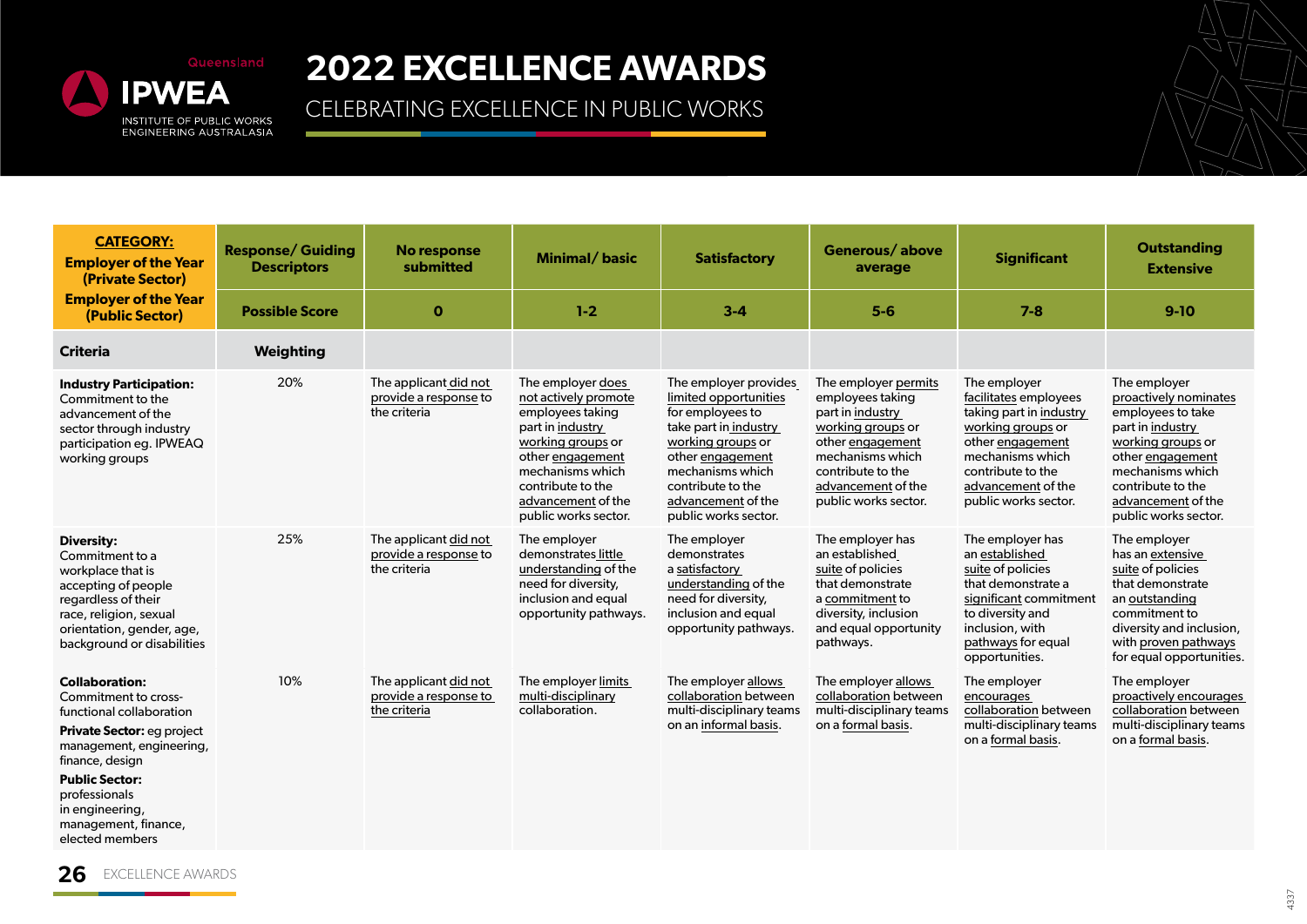# 2022 EXCELLENCE AWARDS

CELEBRATING EXCELLENCE IN PUBLIC WORKS

| **CATEGORY:** **Employer of the Year (Private Sector)** **Employer of the Year (Public Sector)** | **Response/ Guiding Descriptors** | **No response submitted** | **Minimal/ basic** | **Satisfactory** | **Generous/ above average** | **Significant** | **Outstanding Extensive** |
|---|---|---|---|---|---|---|---|
| | **Possible Score** | **0** | **1-2** | **3-4** | **5-6** | **7-8** | **9-10** |
| **Criteria** | **Weighting** | | | | | | |
| **Industry Participation:** Commitment to the advancement of the sector through industry participation eg. IPWEAQ working groups | 20% | The applicant did not provide a response to the criteria | The employer does not actively promote employees taking part in industry working groups or other engagement mechanisms which contribute to the advancement of the public works sector. | The employer provides limited opportunities for employees to take part in industry working groups or other engagement mechanisms which contribute to the advancement of the public works sector. | The employer permits employees taking part in industry working groups or other engagement mechanisms which contribute to the advancement of the public works sector. | The employer facilitates employees taking part in industry working groups or other engagement mechanisms which contribute to the advancement of the public works sector. | The employer proactively nominates employees to take part in industry working groups or other engagement mechanisms which contribute to the advancement of the public works sector. |
| **Diversity:** Commitment to a workplace that is accepting of people regardless of their race, religion, sexual orientation, gender, age, background or disabilities | 25% | The applicant did not provide a response to the criteria | The employer demonstrates little understanding of the need for diversity, inclusion and equal opportunity pathways. | The employer demonstrates a satisfactory understanding of the need for diversity, inclusion and equal opportunity pathways. | The employer has an established suite of policies that demonstrate a commitment to diversity, inclusion and equal opportunity pathways. | The employer has an established suite of policies that demonstrate a significant commitment to diversity and inclusion, with pathways for equal opportunities. | The employer has an extensive suite of policies that demonstrate an outstanding commitment to diversity and inclusion, with proven pathways for equal opportunities. |
| **Collaboration:** Commitment to cross-functional collaboration **Private Sector:** eg project management, engineering, finance, design **Public Sector:** professionals in engineering, management, finance, elected members | 10% | The applicant did not provide a response to the criteria | The employer limits multi-disciplinary collaboration. | The employer allows collaboration between multi-disciplinary teams on an informal basis. | The employer allows collaboration between multi-disciplinary teams on a formal basis. | The employer encourages collaboration between multi-disciplinary teams on a formal basis. | The employer proactively encourages collaboration between multi-disciplinary teams on a formal basis. |